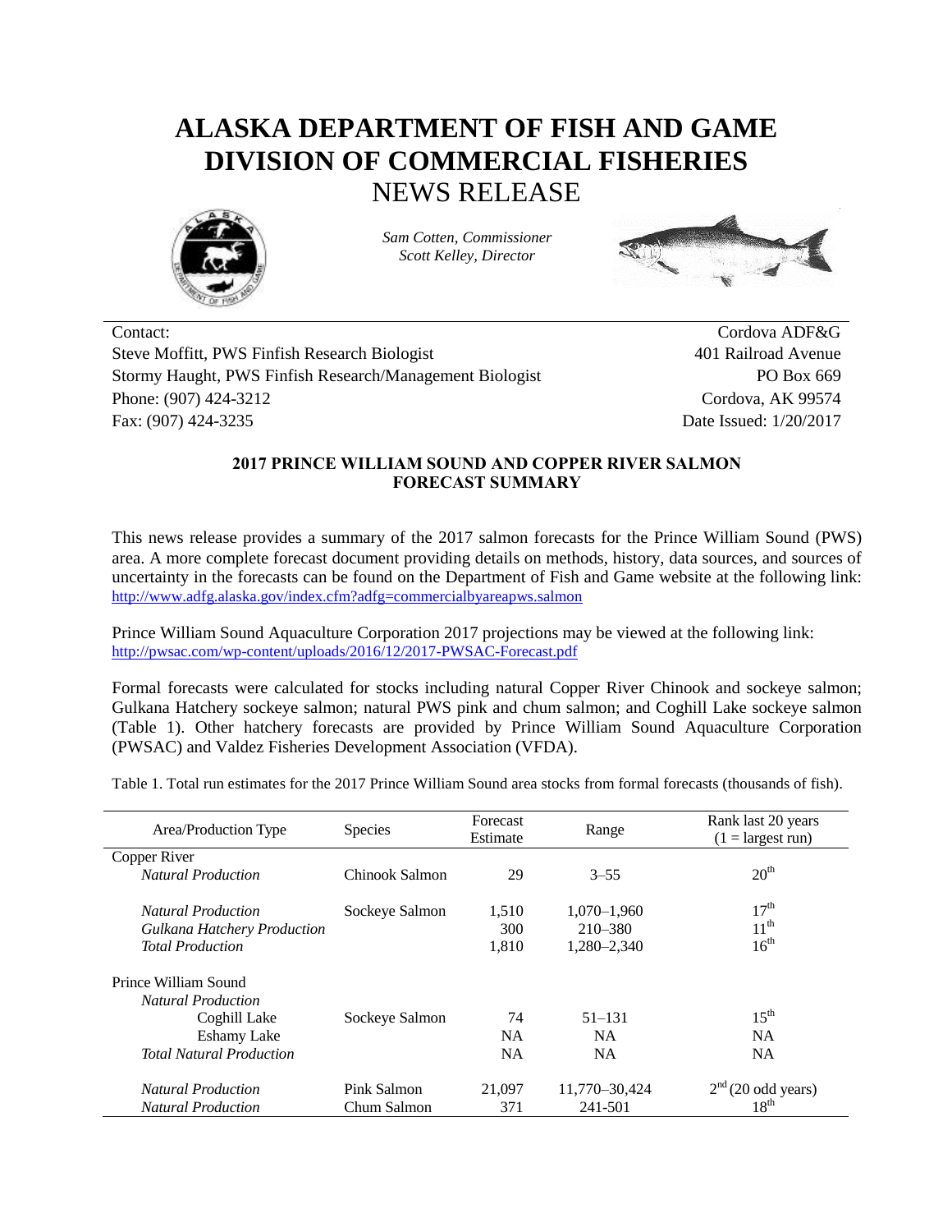# ALASKA DEPARTMENT OF FISH AND GAME
# DIVISION OF COMMERCIAL FISHERIES
## NEWS RELEASE

*Sam Cotten, Commissioner*
*Scott Kelley, Director*

Contact:
Steve Moffitt, PWS Finfish Research Biologist
Stormy Haught, PWS Finfish Research/Management Biologist
Phone: (907) 424-3212
Fax: (907) 424-3235

Cordova ADF&G
401 Railroad Avenue
PO Box 669
Cordova, AK 99574
Date Issued: 1/20/2017

### 2017 PRINCE WILLIAM SOUND AND COPPER RIVER SALMON FORECAST SUMMARY

This news release provides a summary of the 2017 salmon forecasts for the Prince William Sound (PWS) area. A more complete forecast document providing details on methods, history, data sources, and sources of uncertainty in the forecasts can be found on the Department of Fish and Game website at the following link: http://www.adfg.alaska.gov/index.cfm?adfg=commercialbyareapws.salmon

Prince William Sound Aquaculture Corporation 2017 projections may be viewed at the following link: http://pwsac.com/wp-content/uploads/2016/12/2017-PWSAC-Forecast.pdf

Formal forecasts were calculated for stocks including natural Copper River Chinook and sockeye salmon; Gulkana Hatchery sockeye salmon; natural PWS pink and chum salmon; and Coghill Lake sockeye salmon (Table 1). Other hatchery forecasts are provided by Prince William Sound Aquaculture Corporation (PWSAC) and Valdez Fisheries Development Association (VFDA).

Table 1. Total run estimates for the 2017 Prince William Sound area stocks from formal forecasts (thousands of fish).

| Area/Production Type | Species | Forecast Estimate | Range | Rank last 20 years (1 = largest run) |
|---|---|---|---|---|
| Copper River | | | | |
| *Natural Production* | Chinook Salmon | 29 | 3–55 | 20th |
| *Natural Production* | Sockeye Salmon | 1,510 | 1,070–1,960 | 17th |
| *Gulkana Hatchery Production* | | 300 | 210–380 | 11th |
| *Total Production* | | 1,810 | 1,280–2,340 | 16th |
| Prince William Sound | | | | |
| *Natural Production* | | | | |
| Coghill Lake | Sockeye Salmon | 74 | 51–131 | 15th |
| Eshamy Lake | | NA | NA | NA |
| *Total Natural Production* | | NA | NA | NA |
| *Natural Production* | Pink Salmon | 21,097 | 11,770–30,424 | 2nd (20 odd years) |
| *Natural Production* | Chum Salmon | 371 | 241-501 | 18th |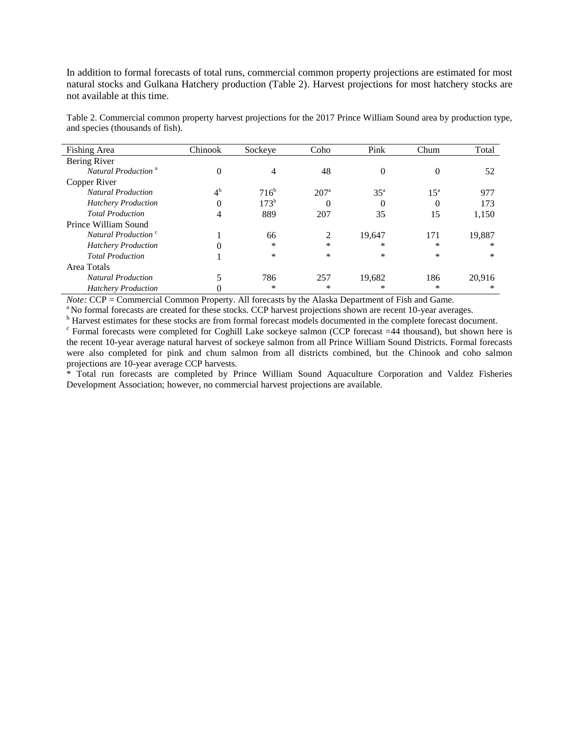In addition to formal forecasts of total runs, commercial common property projections are estimated for most natural stocks and Gulkana Hatchery production (Table 2). Harvest projections for most hatchery stocks are not available at this time.

Table 2. Commercial common property harvest projections for the 2017 Prince William Sound area by production type, and species (thousands of fish).

| Fishing Area | Chinook | Sockeye | Coho | Pink | Chum | Total |
|---|---|---|---|---|---|---|
| Bering River | | | | | | |
| *Natural Production* [a] | 0 | 4 | 48 | 0 | 0 | 52 |
| Copper River | | | | | | |
| *Natural Production* | 4[b] | 716[b] | 207[a] | 35[a] | 15[a] | 977 |
| *Hatchery Production* | 0 | 173[b] | 0 | 0 | 0 | 173 |
| *Total Production* | 4 | 889 | 207 | 35 | 15 | 1,150 |
| Prince William Sound | | | | | | |
| *Natural Production* [c] | 1 | 66 | 2 | 19,647 | 171 | 19,887 |
| *Hatchery Production* | 0 | * | * | * | * | * |
| *Total Production* | 1 | * | * | * | * | * |
| Area Totals | | | | | | |
| *Natural Production* | 5 | 786 | 257 | 19,682 | 186 | 20,916 |
| *Hatchery Production* | 0 | * | * | * | * | * |

*Note:* CCP = Commercial Common Property. All forecasts by the Alaska Department of Fish and Game.

[a] No formal forecasts are created for these stocks. CCP harvest projections shown are recent 10-year averages.

[b] Harvest estimates for these stocks are from formal forecast models documented in the complete forecast document.

[c] Formal forecasts were completed for Coghill Lake sockeye salmon (CCP forecast =44 thousand), but shown here is the recent 10-year average natural harvest of sockeye salmon from all Prince William Sound Districts. Formal forecasts were also completed for pink and chum salmon from all districts combined, but the Chinook and coho salmon projections are 10-year average CCP harvests.

* Total run forecasts are completed by Prince William Sound Aquaculture Corporation and Valdez Fisheries Development Association; however, no commercial harvest projections are available.